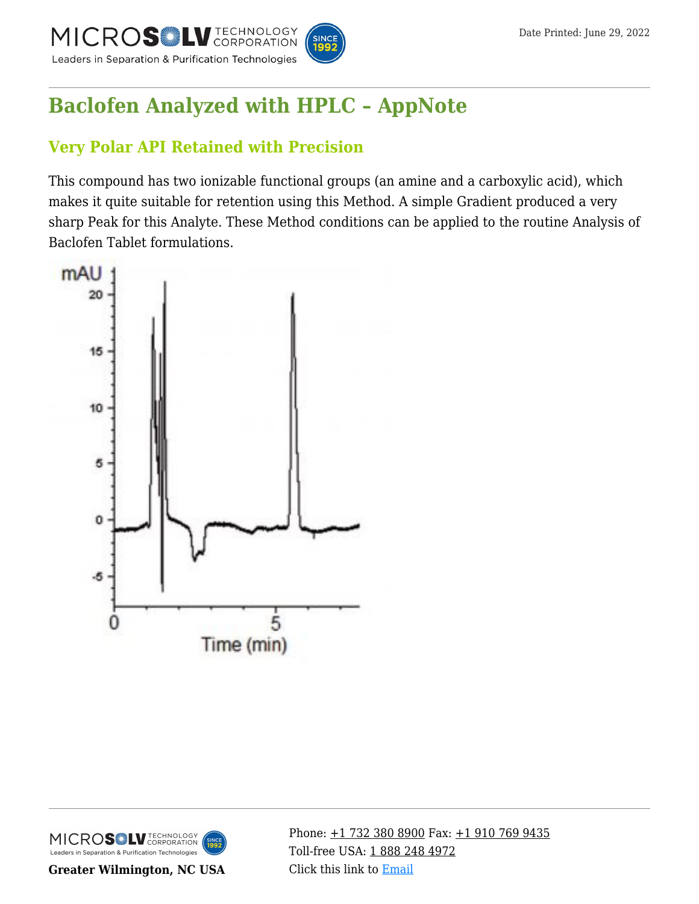# Baclofen Analyzed with HPLC – AppNote

## Very Polar API Retained with Precision

This compound has two ionizable functional groups (an amine and a carboxylic acid), which makes it quite suitable for retention using this Method. A simple Gradient produced a very sharp Peak for this Analyte. These Method conditions can be applied to the routine Analysis of Baclofen Tablet formulations.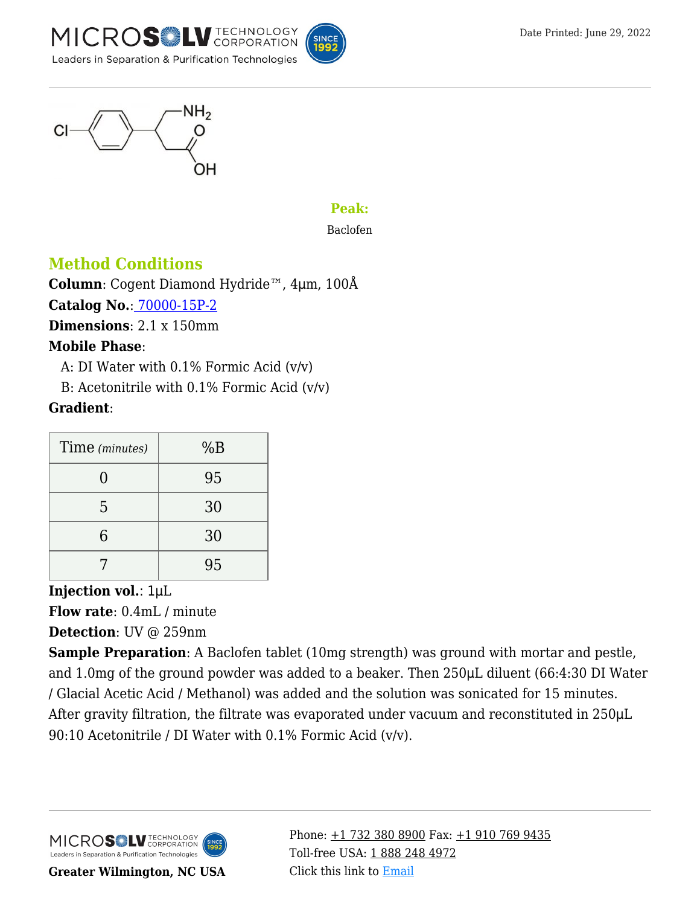**Peak:**

Baclofen

## Method Conditions

**Column**: Cogent Diamond Hydride™, 4µm, 100Å

**Catalog No.**: 70000-15P-2

**Dimensions**: 2.1 x 150mm

**Mobile Phase**:

A: DI Water with 0.1% Formic Acid (v/v)

B: Acetonitrile with 0.1% Formic Acid (v/v)

**Gradient**:

| Time *(minutes)* | %B |
|---|---|
| 0 | 95 |
| 5 | 30 |
| 6 | 30 |
| 7 | 95 |

**Injection vol.**: 1µL

**Flow rate**: 0.4mL / minute

**Detection**: UV @ 259nm

**Sample Preparation**: A Baclofen tablet (10mg strength) was ground with mortar and pestle, and 1.0mg of the ground powder was added to a beaker. Then 250µL diluent (66:4:30 DI Water / Glacial Acetic Acid / Methanol) was added and the solution was sonicated for 15 minutes. After gravity filtration, the filtrate was evaporated under vacuum and reconstituted in 250µL 90:10 Acetonitrile / DI Water with 0.1% Formic Acid (v/v).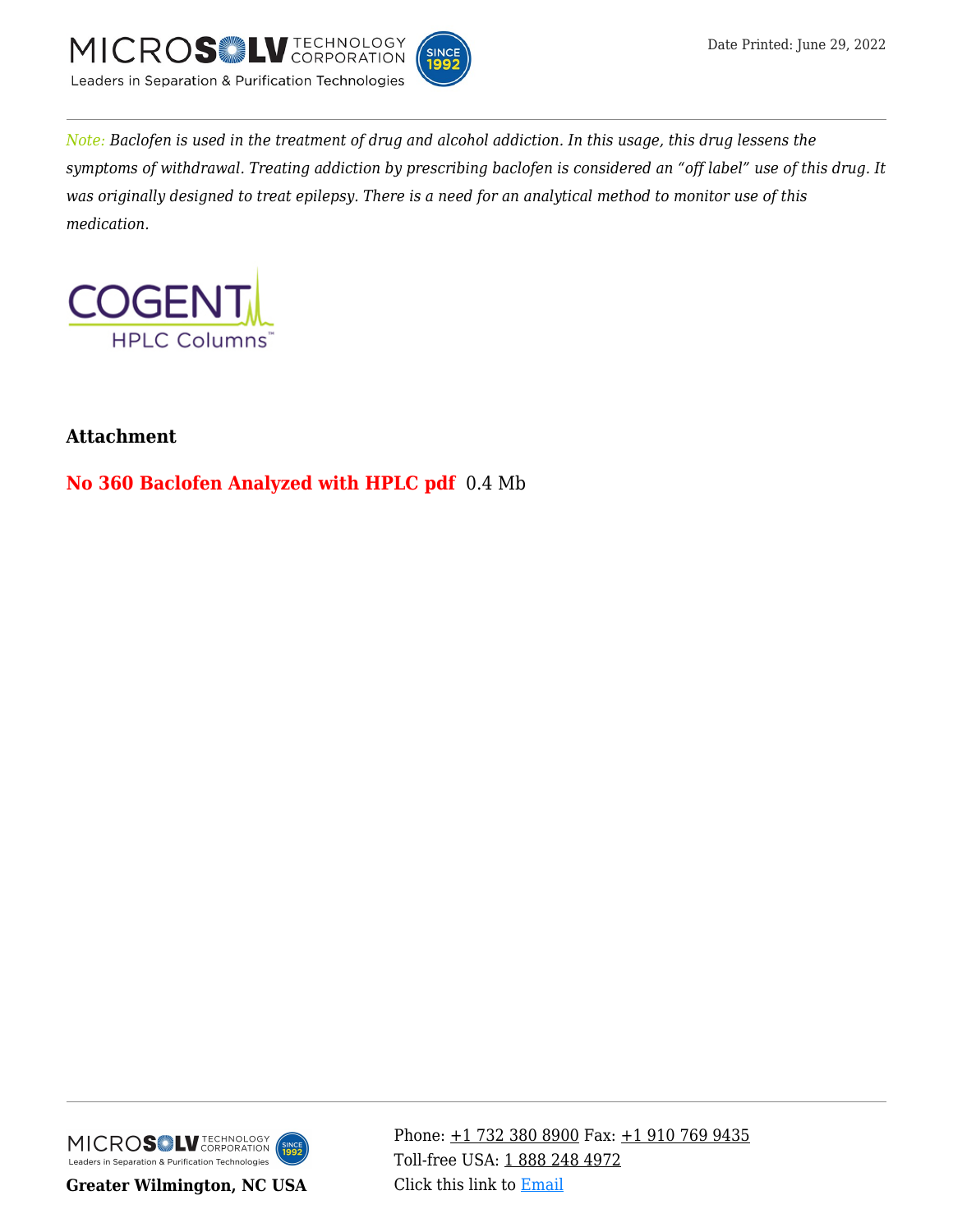*Note: Baclofen is used in the treatment of drug and alcohol addiction. In this usage, this drug lessens the symptoms of withdrawal. Treating addiction by prescribing baclofen is considered an "off label" use of this drug. It was originally designed to treat epilepsy. There is a need for an analytical method to monitor use of this medication.*

COGENT HPLC Columns™

**Attachment**

**No 360 Baclofen Analyzed with HPLC pdf** 0.4 Mb